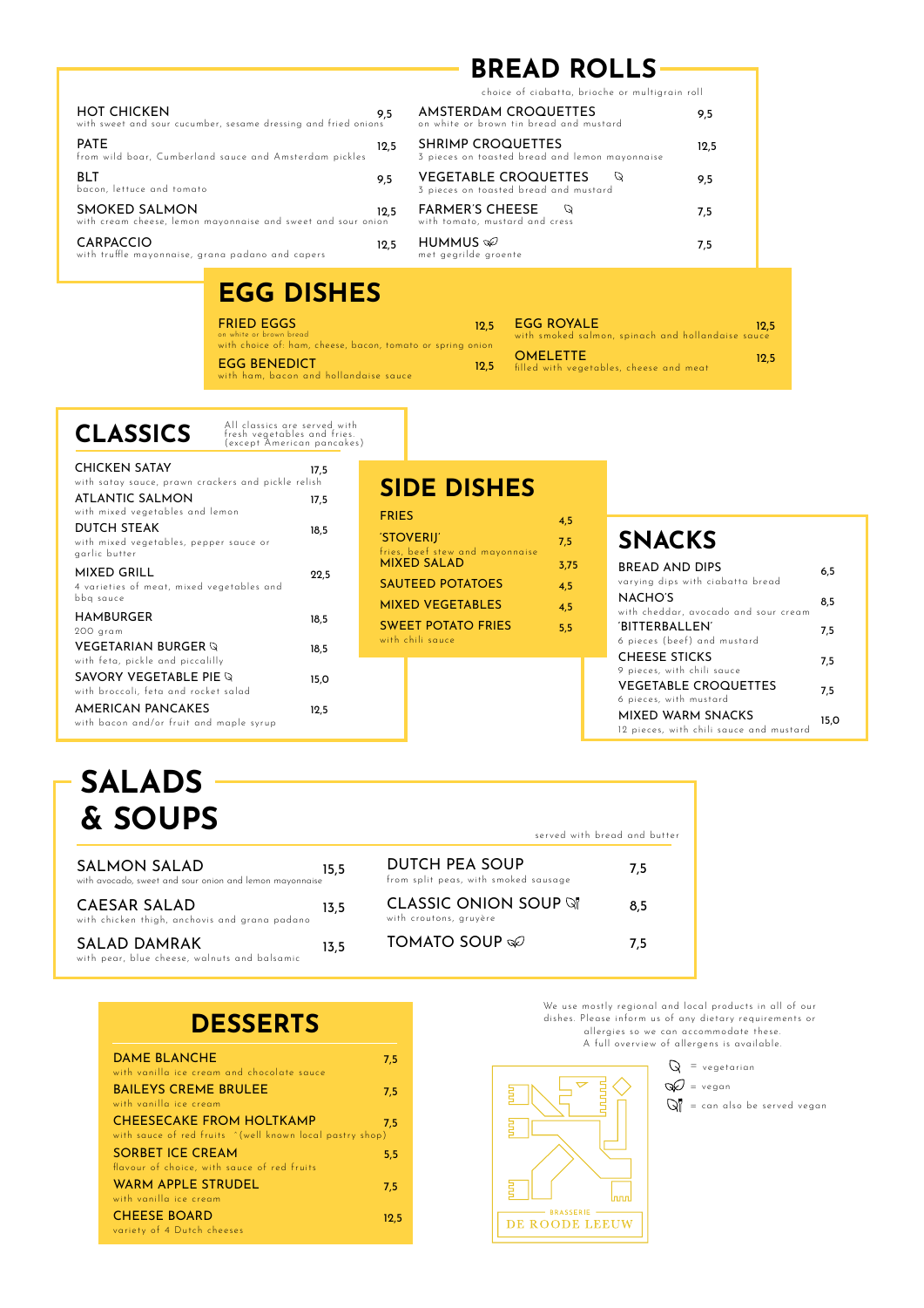## BREAD ROLLS

choice of ciabatta, brioche or multigrain roll

**HOT CHICKEN** — 9,5
with sweet and sour cucumber, sesame dressing and fried onions

**PATE** — 12,5
from wild boar, Cumberland sauce and Amsterdam pickles

**BLT** — 9,5
bacon, lettuce and tomato

**SMOKED SALMON** — 12,5
with cream cheese, lemon mayonnaise and sweet and sour onion

**CARPACCIO** — 12,5
with truffle mayonnaise, grana padano and capers

**AMSTERDAM CROQUETTES** — 9,5
on white or brown tin bread and mustard

**SHRIMP CROQUETTES** — 12,5
3 pieces on toasted bread and lemon mayonnaise

**VEGETABLE CROQUETTES** (vegetarian) — 9,5
3 pieces on toasted bread and mustard

**FARMER'S CHEESE** (vegetarian) — 7,5
with tomato, mustard and cress

**HUMMUS** (vegan) — 7,5
met gegrilde groente

## EGG DISHES

**FRIED EGGS** — 12,5
on white or brown bread
with choice of: ham, cheese, bacon, tomato or spring onion

**EGG BENEDICT** — 12,5
with ham, bacon and hollandaise sauce

**EGG ROYALE** — 12,5
with smoked salmon, spinach and hollandaise sauce

**OMELETTE** — 12,5
filled with vegetables, cheese and meat

## CLASSICS

All classics are served with fresh vegetables and fries. (except American pancakes)

**CHICKEN SATAY** — 17,5
with satay sauce, prawn crackers and pickle relish

**ATLANTIC SALMON** — 17,5
with mixed vegetables and lemon

**DUTCH STEAK** — 18,5
with mixed vegetables, pepper sauce or garlic butter

**MIXED GRILL** — 22,5
4 varieties of meat, mixed vegetables and bbq sauce

**HAMBURGER** — 18,5
200 gram

**VEGETARIAN BURGER** (vegetarian) — 18,5
with feta, pickle and piccalilly

**SAVORY VEGETABLE PIE** (vegetarian) — 15,0
with broccoli, feta and rocket salad

**AMERICAN PANCAKES** — 12,5
with bacon and/or fruit and maple syrup

## SIDE DISHES

**FRIES** — 4,5

**'STOVERIJ'** — 7,5
fries, beef stew and mayonnaise

**MIXED SALAD** — 3,75

**SAUTEED POTATOES** — 4,5

**MIXED VEGETABLES** — 4,5

**SWEET POTATO FRIES** — 5,5
with chili sauce

## SNACKS

**BREAD AND DIPS** — 6,5
varying dips with ciabatta bread

**NACHO'S** — 8,5
with cheddar, avocado and sour cream

**'BITTERBALLEN'** — 7,5
6 pieces (beef) and mustard

**CHEESE STICKS** — 7,5
9 pieces, with chili sauce

**VEGETABLE CROQUETTES** — 7,5
6 pieces, with mustard

**MIXED WARM SNACKS** — 15,0
12 pieces, with chili sauce and mustard

## SALADS & SOUPS

served with bread and butter

**SALMON SALAD** — 15,5
with avocado, sweet and sour onion and lemon mayonnaise

**CAESAR SALAD** — 13,5
with chicken thigh, anchovis and grana padano

**SALAD DAMRAK** — 13,5
with pear, blue cheese, walnuts and balsamic

**DUTCH PEA SOUP** — 7,5
from split peas, with smoked sausage

**CLASSIC ONION SOUP** (can also be served vegan) — 8,5
with croutons, gruyère

**TOMATO SOUP** (vegan) — 7,5

## DESSERTS

**DAME BLANCHE** — 7,5
with vanilla ice cream and chocolate sauce

**BAILEYS CREME BRULEE** — 7,5
with vanilla ice cream

**CHEESECAKE FROM HOLTKAMP** — 7,5
with sauce of red fruits *(well known local pastry shop)

**SORBET ICE CREAM** — 5,5
flavour of choice, with sauce of red fruits

**WARM APPLE STRUDEL** — 7,5
with vanilla ice cream

**CHEESE BOARD** — 12,5
variety of 4 Dutch cheeses

We use mostly regional and local products in all of our dishes. Please inform us of any dietary requirements or allergies so we can accommodate these. A full overview of allergens is available.

BRASSERIE DE ROODE LEEUW

- = vegetarian
- = vegan
- = can also be served vegan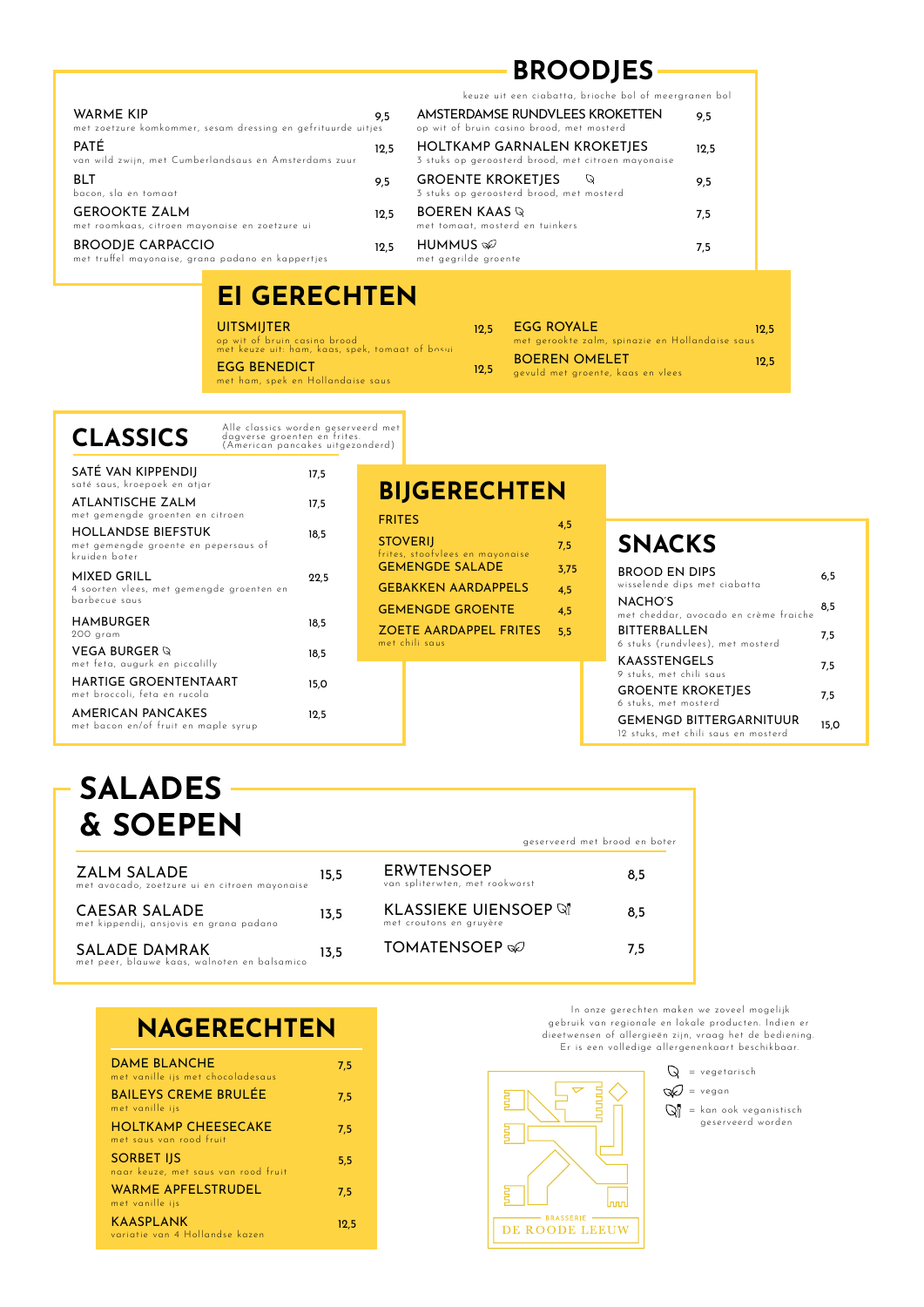## BROODJES

keuze uit een ciabatta, brioche bol of meergranen bol

**WARME KIP** 9,5
met zoetzure komkommer, sesam dressing en gefrituurde uitjes

**PATÉ** 12,5
van wild zwijn, met Cumberlandsaus en Amsterdams zuur

**BLT** 9,5
bacon, sla en tomaat

**GEROOKTE ZALM** 12,5
met roomkaas, citroen mayonaise en zoetzure ui

**BROODJE CARPACCIO** 12,5
met truffel mayonaise, grana padano en kappertjes

**AMSTERDAMSE RUNDVLEES KROKETTEN** 9,5
op wit of bruin casino brood, met mosterd

**HOLTKAMP GARNALEN KROKETJES** 12,5
3 stuks op geroosterd brood, met citroen mayonaise

**GROENTE KROKETJES** (vegetarisch) 9,5
3 stuks op geroosterd brood, met mosterd

**BOEREN KAAS** (vegetarisch) 7,5
met tomaat, mosterd en tuinkers

**HUMMUS** (vegan) 7,5
met gegrilde groente

## EI GERECHTEN

**UITSMIJTER** 12,5
op wit of bruin casino brood
met keuze uit: ham, kaas, spek, tomaat of bosui

**EGG BENEDICT** 12,5
met ham, spek en Hollandaise saus

**EGG ROYALE** 12,5
met gerookte zalm, spinazie en Hollandaise saus

**BOEREN OMELET** 12,5
gevuld met groente, kaas en vlees

## CLASSICS

Alle classics worden geserveerd met dagverse groenten en frites. (American pancakes uitgezonderd)

**SATÉ VAN KIPPENDIJ** 17,5
saté saus, kroepoek en atjar

**ATLANTISCHE ZALM** 17,5
met gemengde groenten en citroen

**HOLLANDSE BIEFSTUK** 18,5
met gemengde groente en pepersaus of kruiden boter

**MIXED GRILL** 22,5
4 soorten vlees, met gemengde groenten en barbecue saus

**HAMBURGER** 18,5
200 gram

**VEGA BURGER** (vegetarisch) 18,5
met feta, augurk en piccalilly

**HARTIGE GROENTENTAART** 15,0
met broccoli, feta en rucola

**AMERICAN PANCAKES** 12,5
met bacon en/of fruit en maple syrup

## BIJGERECHTEN

**FRITES** 4,5

**STOVERIJ** 7,5
frites, stoofvlees en mayonaise

**GEMENGDE SALADE** 3,75

**GEBAKKEN AARDAPPELS** 4,5

**GEMENGDE GROENTE** 4,5

**ZOETE AARDAPPEL FRITES** 5,5
met chili saus

## SNACKS

**BROOD EN DIPS** 6,5
wisselende dips met ciabatta

**NACHO'S** 8,5
met cheddar, avocado en crème fraiche

**BITTERBALLEN** 7,5
6 stuks (rundvlees), met mosterd

**KAASSTENGELS** 7,5
9 stuks, met chili saus

**GROENTE KROKETJES** 7,5
6 stuks, met mosterd

**GEMENGD BITTERGARNITUUR** 15,0
12 stuks, met chili saus en mosterd

## SALADES & SOEPEN

geserveerd met brood en boter

**ZALM SALADE** 15,5
met avocado, zoetzure ui en citroen mayonaise

**CAESAR SALADE** 13,5
met kippendij, ansjovis en grana padano

**SALADE DAMRAK** 13,5
met peer, blauwe kaas, walnoten en balsamico

**ERWTENSOEP** 8,5
van spliterwten, met rookworst

**KLASSIEKE UIENSOEP** (kan ook veganistisch geserveerd worden) 8,5
met croutons en gruyère

**TOMATENSOEP** (vegan) 7,5

## NAGERECHTEN

**DAME BLANCHE** 7,5
met vanille ijs met chocoladesaus

**BAILEYS CREME BRULÉE** 7,5
met vanille ijs

**HOLTKAMP CHEESECAKE** 7,5
met saus van rood fruit

**SORBET IJS** 5,5
naar keuze, met saus van rood fruit

**WARME APFELSTRUDEL** 7,5
met vanille ijs

**KAASPLANK** 12,5
variatie van 4 Hollandse kazen

In onze gerechten maken we zoveel mogelijk gebruik van regionale en lokale producten. Indien er dieetwensen of allergieën zijn, vraag het de bediening. Er is een volledige allergenenkaart beschikbaar.

BRASSERIE
DE ROODE LEEUW

= vegetarisch
= vegan
= kan ook veganistisch geserveerd worden